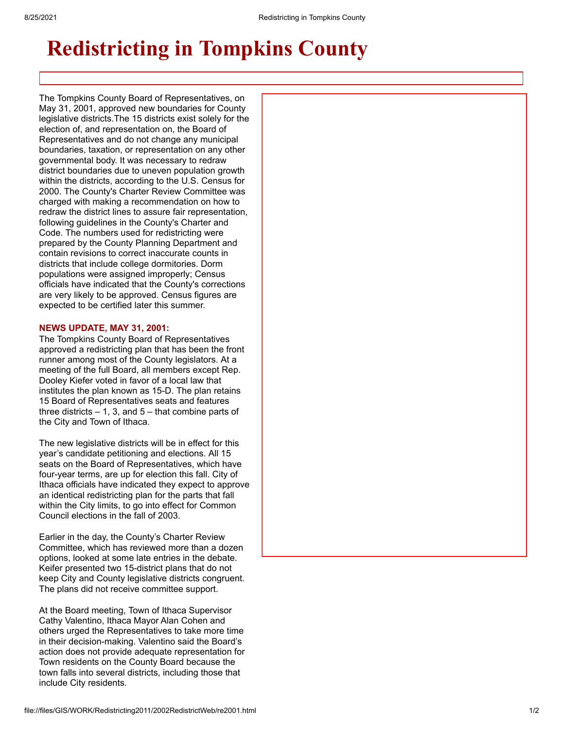# Redistricting in Tompkins County

The Tompkins County Board of Representatives, on May 31, 2001, approved new boundaries for County legislative districts.The 15 districts exist solely for the election of, and representation on, the Board of Representatives and do not change any municipal boundaries, taxation, or representation on any other governmental body. It was necessary to redraw district boundaries due to uneven population growth within the districts, according to the U.S. Census for 2000. The County's Charter Review Committee was charged with making a recommendation on how to redraw the district lines to assure fair representation, following guidelines in the County's Charter and Code. The numbers used for redistricting were prepared by the County Planning Department and contain revisions to correct inaccurate counts in districts that include college dormitories. Dorm populations were assigned improperly; Census officials have indicated that the County's corrections are very likely to be approved. Census figures are expected to be certified later this summer.

**NEWS UPDATE, MAY 31, 2001:**

The Tompkins County Board of Representatives approved a redistricting plan that has been the front runner among most of the County legislators. At a meeting of the full Board, all members except Rep. Dooley Kiefer voted in favor of a local law that institutes the plan known as 15-D. The plan retains 15 Board of Representatives seats and features three districts – 1, 3, and 5 – that combine parts of the City and Town of Ithaca.

The new legislative districts will be in effect for this year's candidate petitioning and elections. All 15 seats on the Board of Representatives, which have four-year terms, are up for election this fall. City of Ithaca officials have indicated they expect to approve an identical redistricting plan for the parts that fall within the City limits, to go into effect for Common Council elections in the fall of 2003.

Earlier in the day, the County's Charter Review Committee, which has reviewed more than a dozen options, looked at some late entries in the debate. Keifer presented two 15-district plans that do not keep City and County legislative districts congruent. The plans did not receive committee support.

At the Board meeting, Town of Ithaca Supervisor Cathy Valentino, Ithaca Mayor Alan Cohen and others urged the Representatives to take more time in their decision-making. Valentino said the Board's action does not provide adequate representation for Town residents on the County Board because the town falls into several districts, including those that include City residents.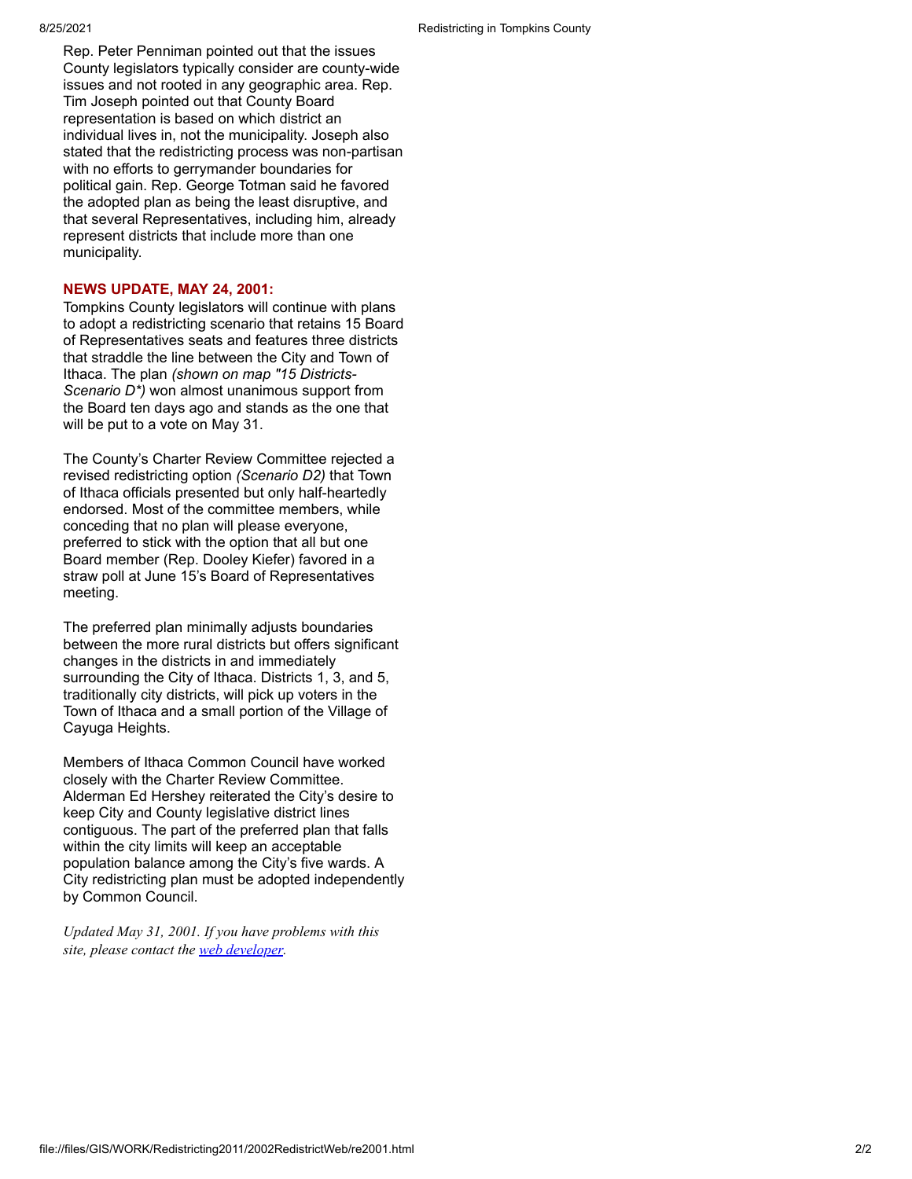Rep. Peter Penniman pointed out that the issues County legislators typically consider are county-wide issues and not rooted in any geographic area. Rep. Tim Joseph pointed out that County Board representation is based on which district an individual lives in, not the municipality. Joseph also stated that the redistricting process was non-partisan with no efforts to gerrymander boundaries for political gain. Rep. George Totman said he favored the adopted plan as being the least disruptive, and that several Representatives, including him, already represent districts that include more than one municipality.

**NEWS UPDATE, MAY 24, 2001:**

Tompkins County legislators will continue with plans to adopt a redistricting scenario that retains 15 Board of Representatives seats and features three districts that straddle the line between the City and Town of Ithaca. The plan *(shown on map "15 Districts-Scenario D*)* won almost unanimous support from the Board ten days ago and stands as the one that will be put to a vote on May 31.

The County's Charter Review Committee rejected a revised redistricting option *(Scenario D2)* that Town of Ithaca officials presented but only half-heartedly endorsed. Most of the committee members, while conceding that no plan will please everyone, preferred to stick with the option that all but one Board member (Rep. Dooley Kiefer) favored in a straw poll at June 15's Board of Representatives meeting.

The preferred plan minimally adjusts boundaries between the more rural districts but offers significant changes in the districts in and immediately surrounding the City of Ithaca. Districts 1, 3, and 5, traditionally city districts, will pick up voters in the Town of Ithaca and a small portion of the Village of Cayuga Heights.

Members of Ithaca Common Council have worked closely with the Charter Review Committee. Alderman Ed Hershey reiterated the City's desire to keep City and County legislative district lines contiguous. The part of the preferred plan that falls within the city limits will keep an acceptable population balance among the City's five wards. A City redistricting plan must be adopted independently by Common Council.

*Updated May 31, 2001. If you have problems with this site, please contact the [web developer](#).*